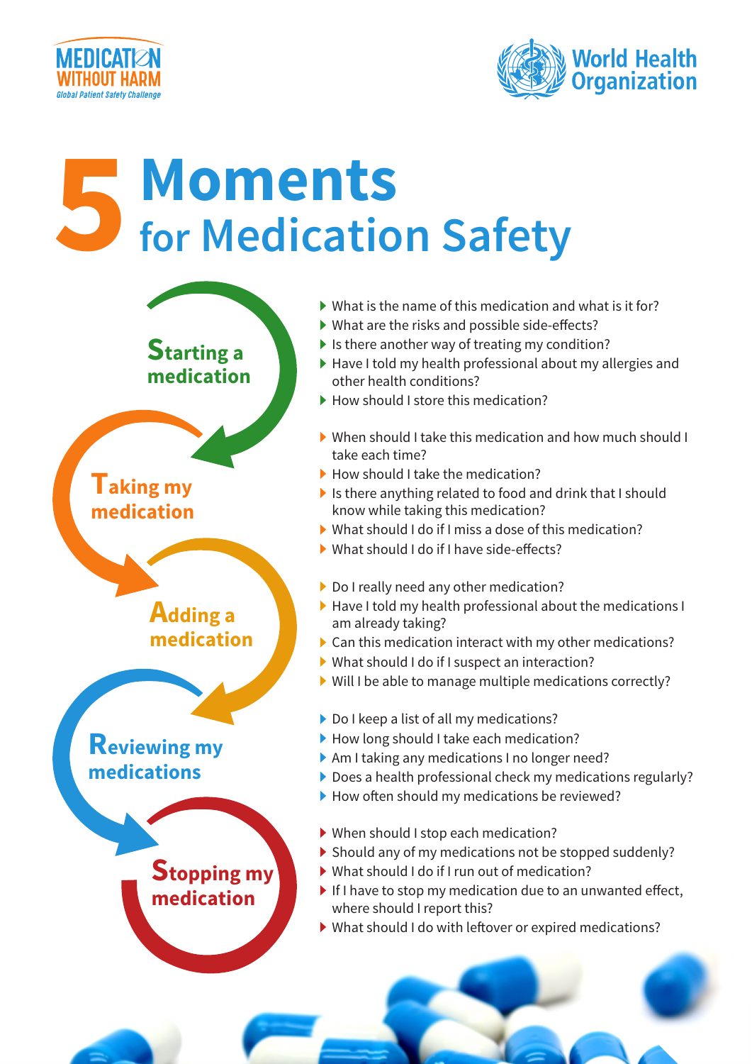MEDICATION WITHOUT HARM
*Global Patient Safety Challenge*

World Health Organization

# 5 Moments for Medication Safety

## Starting a medication

- What is the name of this medication and what is it for?
- What are the risks and possible side-effects?
- Is there another way of treating my condition?
- Have I told my health professional about my allergies and other health conditions?
- How should I store this medication?

## Taking my medication

- When should I take this medication and how much should I take each time?
- How should I take the medication?
- Is there anything related to food and drink that I should know while taking this medication?
- What should I do if I miss a dose of this medication?
- What should I do if I have side-effects?

## Adding a medication

- Do I really need any other medication?
- Have I told my health professional about the medications I am already taking?
- Can this medication interact with my other medications?
- What should I do if I suspect an interaction?
- Will I be able to manage multiple medications correctly?

## Reviewing my medications

- Do I keep a list of all my medications?
- How long should I take each medication?
- Am I taking any medications I no longer need?
- Does a health professional check my medications regularly?
- How often should my medications be reviewed?

## Stopping my medication

- When should I stop each medication?
- Should any of my medications not be stopped suddenly?
- What should I do if I run out of medication?
- If I have to stop my medication due to an unwanted effect, where should I report this?
- What should I do with leftover or expired medications?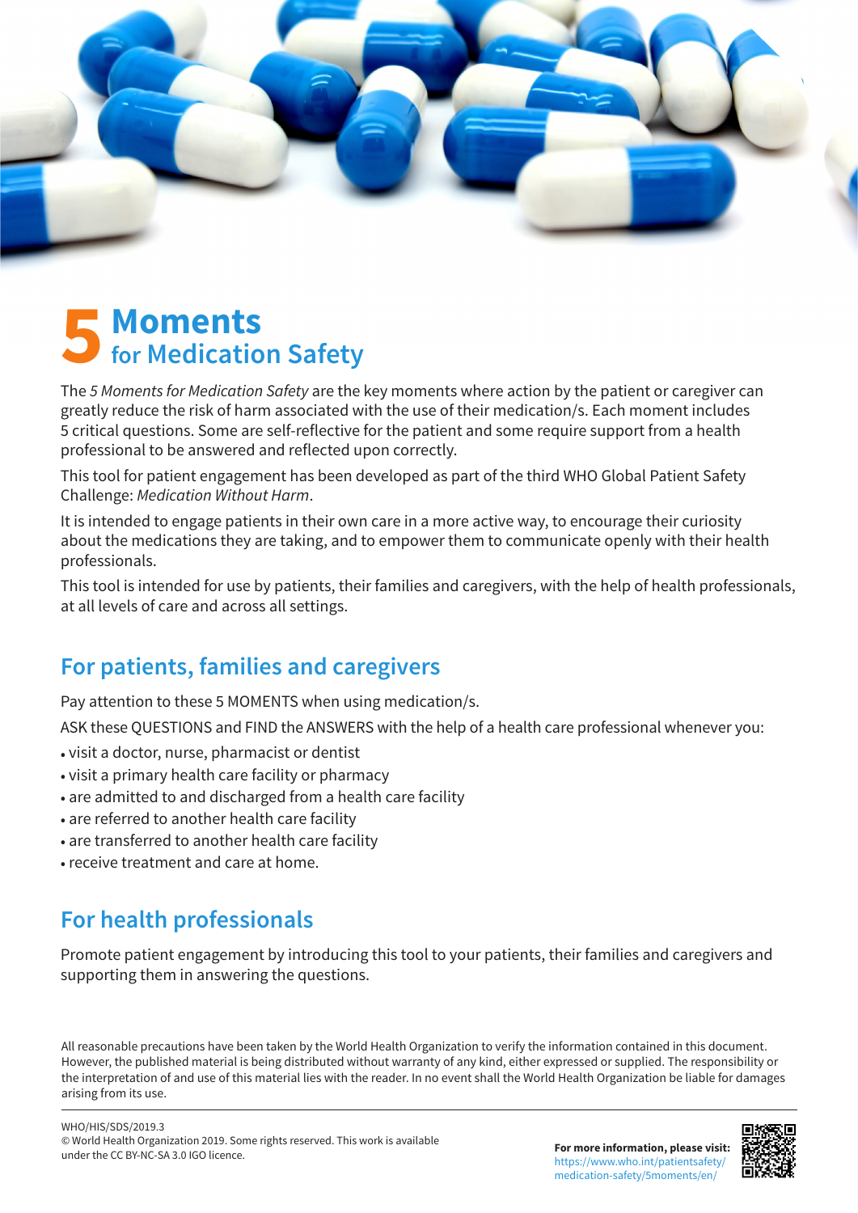# 5 Moments for Medication Safety

The *5 Moments for Medication Safety* are the key moments where action by the patient or caregiver can greatly reduce the risk of harm associated with the use of their medication/s. Each moment includes 5 critical questions. Some are self-reflective for the patient and some require support from a health professional to be answered and reflected upon correctly.

This tool for patient engagement has been developed as part of the third WHO Global Patient Safety Challenge: *Medication Without Harm*.

It is intended to engage patients in their own care in a more active way, to encourage their curiosity about the medications they are taking, and to empower them to communicate openly with their health professionals.

This tool is intended for use by patients, their families and caregivers, with the help of health professionals, at all levels of care and across all settings.

## For patients, families and caregivers

Pay attention to these 5 MOMENTS when using medication/s.

ASK these QUESTIONS and FIND the ANSWERS with the help of a health care professional whenever you:

- visit a doctor, nurse, pharmacist or dentist
- visit a primary health care facility or pharmacy
- are admitted to and discharged from a health care facility
- are referred to another health care facility
- are transferred to another health care facility
- receive treatment and care at home.

## For health professionals

Promote patient engagement by introducing this tool to your patients, their families and caregivers and supporting them in answering the questions.

All reasonable precautions have been taken by the World Health Organization to verify the information contained in this document. However, the published material is being distributed without warranty of any kind, either expressed or supplied. The responsibility or the interpretation of and use of this material lies with the reader. In no event shall the World Health Organization be liable for damages arising from its use.

WHO/HIS/SDS/2019.3
© World Health Organization 2019. Some rights reserved. This work is available under the CC BY-NC-SA 3.0 IGO licence.

**For more information, please visit:** https://www.who.int/patientsafety/medication-safety/5moments/en/